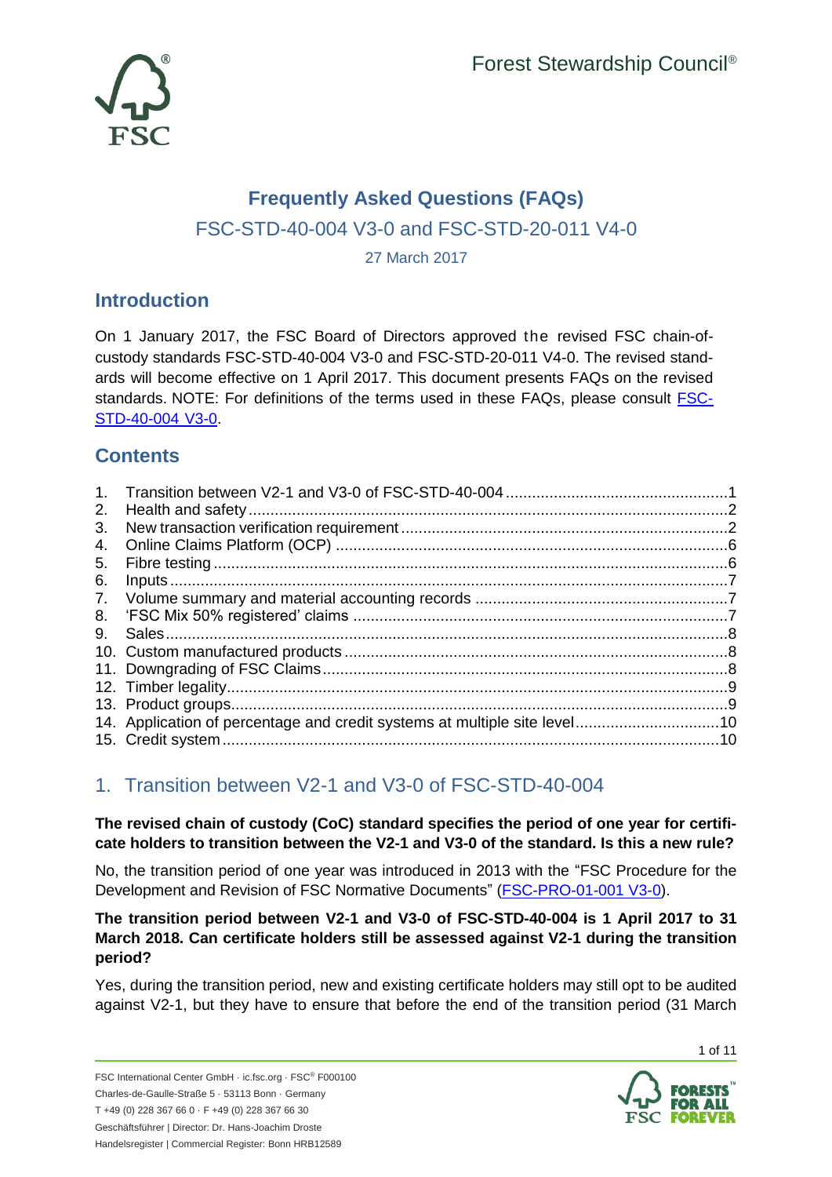Forest Stewardship Council®

# Frequently Asked Questions (FAQs)

## FSC-STD-40-004 V3-0 and FSC-STD-20-011 V4-0

27 March 2017

## Introduction

On 1 January 2017, the FSC Board of Directors approved the revised FSC chain-of-custody standards FSC-STD-40-004 V3-0 and FSC-STD-20-011 V4-0. The revised standards will become effective on 1 April 2017. This document presents FAQs on the revised standards. NOTE: For definitions of the terms used in these FAQs, please consult FSC-STD-40-004 V3-0.

## Contents

1. Transition between V2-1 and V3-0 of FSC-STD-40-004 .......... 1
2. Health and safety .......... 2
3. New transaction verification requirement .......... 2
4. Online Claims Platform (OCP) .......... 6
5. Fibre testing .......... 6
6. Inputs .......... 7
7. Volume summary and material accounting records .......... 7
8. 'FSC Mix 50% registered' claims .......... 7
9. Sales .......... 8
10. Custom manufactured products .......... 8
11. Downgrading of FSC Claims .......... 8
12. Timber legality .......... 9
13. Product groups .......... 9
14. Application of percentage and credit systems at multiple site level .......... 10
15. Credit system .......... 10

## 1. Transition between V2-1 and V3-0 of FSC-STD-40-004

**The revised chain of custody (CoC) standard specifies the period of one year for certificate holders to transition between the V2-1 and V3-0 of the standard. Is this a new rule?**

No, the transition period of one year was introduced in 2013 with the "FSC Procedure for the Development and Revision of FSC Normative Documents" (FSC-PRO-01-001 V3-0).

**The transition period between V2-1 and V3-0 of FSC-STD-40-004 is 1 April 2017 to 31 March 2018. Can certificate holders still be assessed against V2-1 during the transition period?**

Yes, during the transition period, new and existing certificate holders may still opt to be audited against V2-1, but they have to ensure that before the end of the transition period (31 March

FSC International Center GmbH · ic.fsc.org · FSC® F000100
Charles-de-Gaulle-Straße 5 · 53113 Bonn · Germany
T +49 (0) 228 367 66 0 · F +49 (0) 228 367 66 30
Geschäftsführer | Director: Dr. Hans-Joachim Droste
Handelsregister | Commercial Register: Bonn HRB12589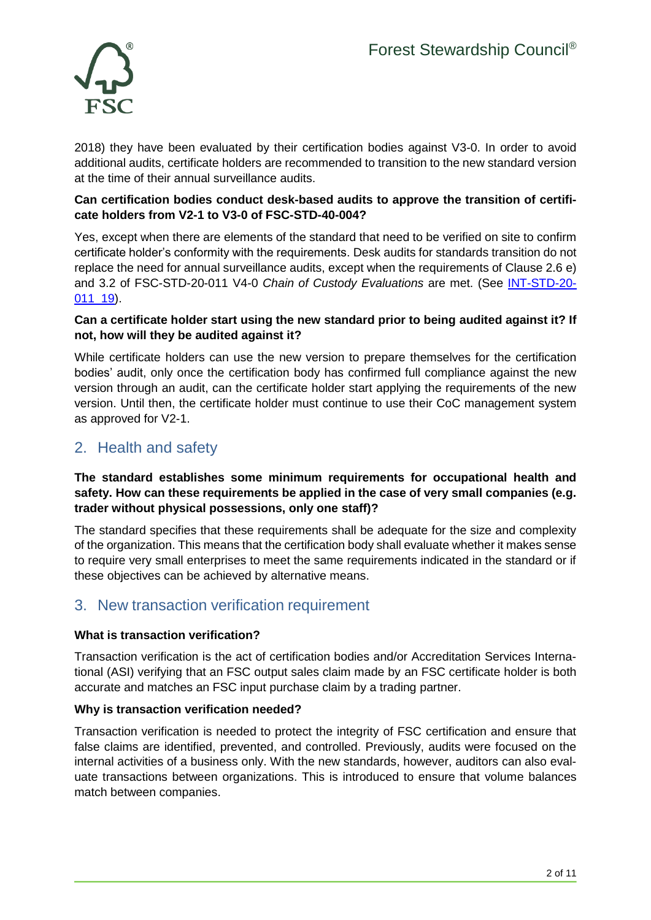2018) they have been evaluated by their certification bodies against V3-0. In order to avoid additional audits, certificate holders are recommended to transition to the new standard version at the time of their annual surveillance audits.

**Can certification bodies conduct desk-based audits to approve the transition of certificate holders from V2-1 to V3-0 of FSC-STD-40-004?**

Yes, except when there are elements of the standard that need to be verified on site to confirm certificate holder's conformity with the requirements. Desk audits for standards transition do not replace the need for annual surveillance audits, except when the requirements of Clause 2.6 e) and 3.2 of FSC-STD-20-011 V4-0 *Chain of Custody Evaluations* are met. (See INT-STD-20-011_19).

**Can a certificate holder start using the new standard prior to being audited against it? If not, how will they be audited against it?**

While certificate holders can use the new version to prepare themselves for the certification bodies' audit, only once the certification body has confirmed full compliance against the new version through an audit, can the certificate holder start applying the requirements of the new version. Until then, the certificate holder must continue to use their CoC management system as approved for V2-1.

## 2. Health and safety

**The standard establishes some minimum requirements for occupational health and safety. How can these requirements be applied in the case of very small companies (e.g. trader without physical possessions, only one staff)?**

The standard specifies that these requirements shall be adequate for the size and complexity of the organization. This means that the certification body shall evaluate whether it makes sense to require very small enterprises to meet the same requirements indicated in the standard or if these objectives can be achieved by alternative means.

## 3. New transaction verification requirement

**What is transaction verification?**

Transaction verification is the act of certification bodies and/or Accreditation Services International (ASI) verifying that an FSC output sales claim made by an FSC certificate holder is both accurate and matches an FSC input purchase claim by a trading partner.

**Why is transaction verification needed?**

Transaction verification is needed to protect the integrity of FSC certification and ensure that false claims are identified, prevented, and controlled. Previously, audits were focused on the internal activities of a business only. With the new standards, however, auditors can also evaluate transactions between organizations. This is introduced to ensure that volume balances match between companies.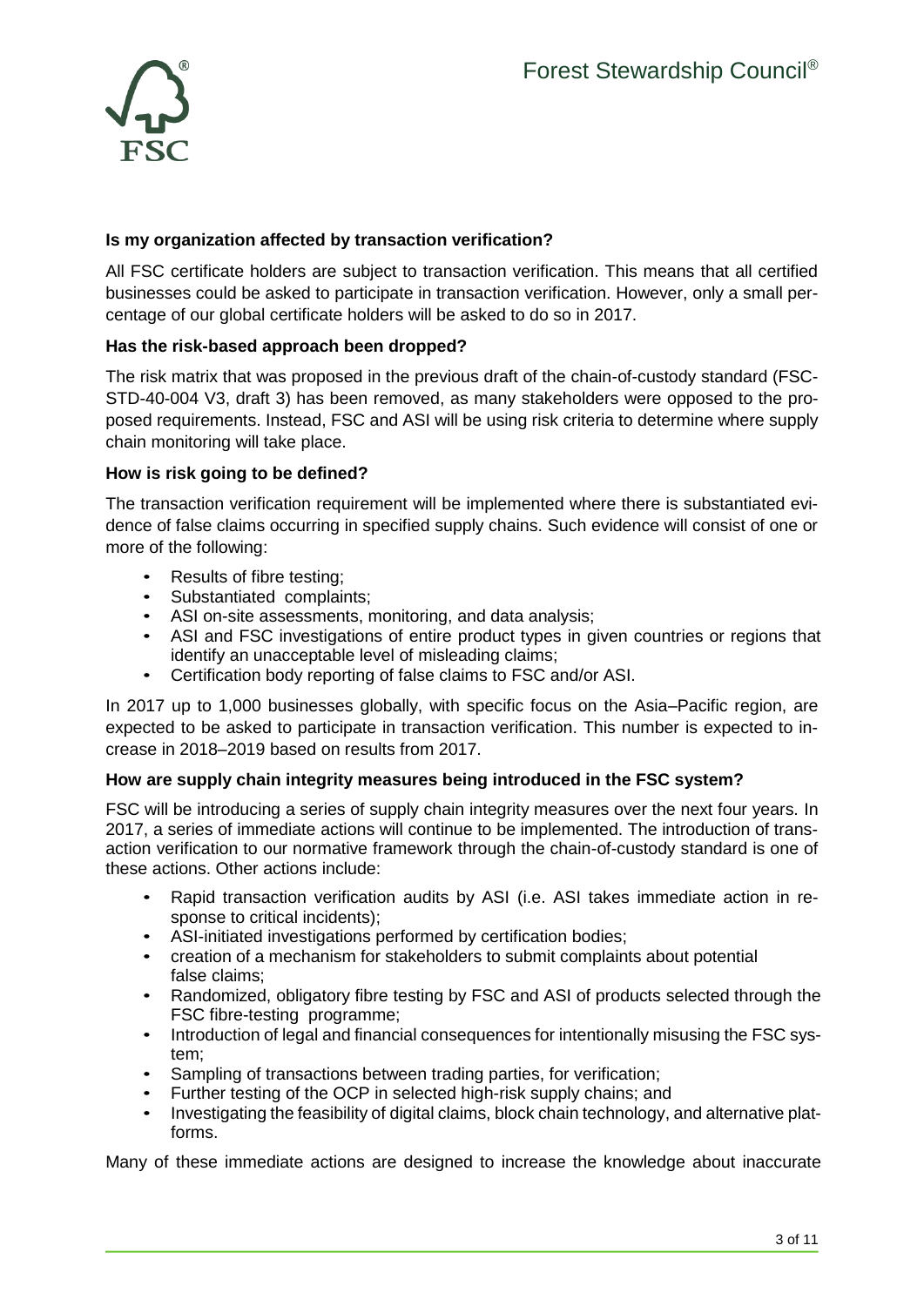**Is my organization affected by transaction verification?**

All FSC certificate holders are subject to transaction verification. This means that all certified businesses could be asked to participate in transaction verification. However, only a small percentage of our global certificate holders will be asked to do so in 2017.

**Has the risk-based approach been dropped?**

The risk matrix that was proposed in the previous draft of the chain-of-custody standard (FSC-STD-40-004 V3, draft 3) has been removed, as many stakeholders were opposed to the proposed requirements. Instead, FSC and ASI will be using risk criteria to determine where supply chain monitoring will take place.

**How is risk going to be defined?**

The transaction verification requirement will be implemented where there is substantiated evidence of false claims occurring in specified supply chains. Such evidence will consist of one or more of the following:

- Results of fibre testing;
- Substantiated complaints;
- ASI on-site assessments, monitoring, and data analysis;
- ASI and FSC investigations of entire product types in given countries or regions that identify an unacceptable level of misleading claims;
- Certification body reporting of false claims to FSC and/or ASI.

In 2017 up to 1,000 businesses globally, with specific focus on the Asia–Pacific region, are expected to be asked to participate in transaction verification. This number is expected to increase in 2018–2019 based on results from 2017.

**How are supply chain integrity measures being introduced in the FSC system?**

FSC will be introducing a series of supply chain integrity measures over the next four years. In 2017, a series of immediate actions will continue to be implemented. The introduction of transaction verification to our normative framework through the chain-of-custody standard is one of these actions. Other actions include:

- Rapid transaction verification audits by ASI (i.e. ASI takes immediate action in response to critical incidents);
- ASI-initiated investigations performed by certification bodies;
- creation of a mechanism for stakeholders to submit complaints about potential false claims;
- Randomized, obligatory fibre testing by FSC and ASI of products selected through the FSC fibre-testing programme;
- Introduction of legal and financial consequences for intentionally misusing the FSC system;
- Sampling of transactions between trading parties, for verification;
- Further testing of the OCP in selected high-risk supply chains; and
- Investigating the feasibility of digital claims, block chain technology, and alternative platforms.

Many of these immediate actions are designed to increase the knowledge about inaccurate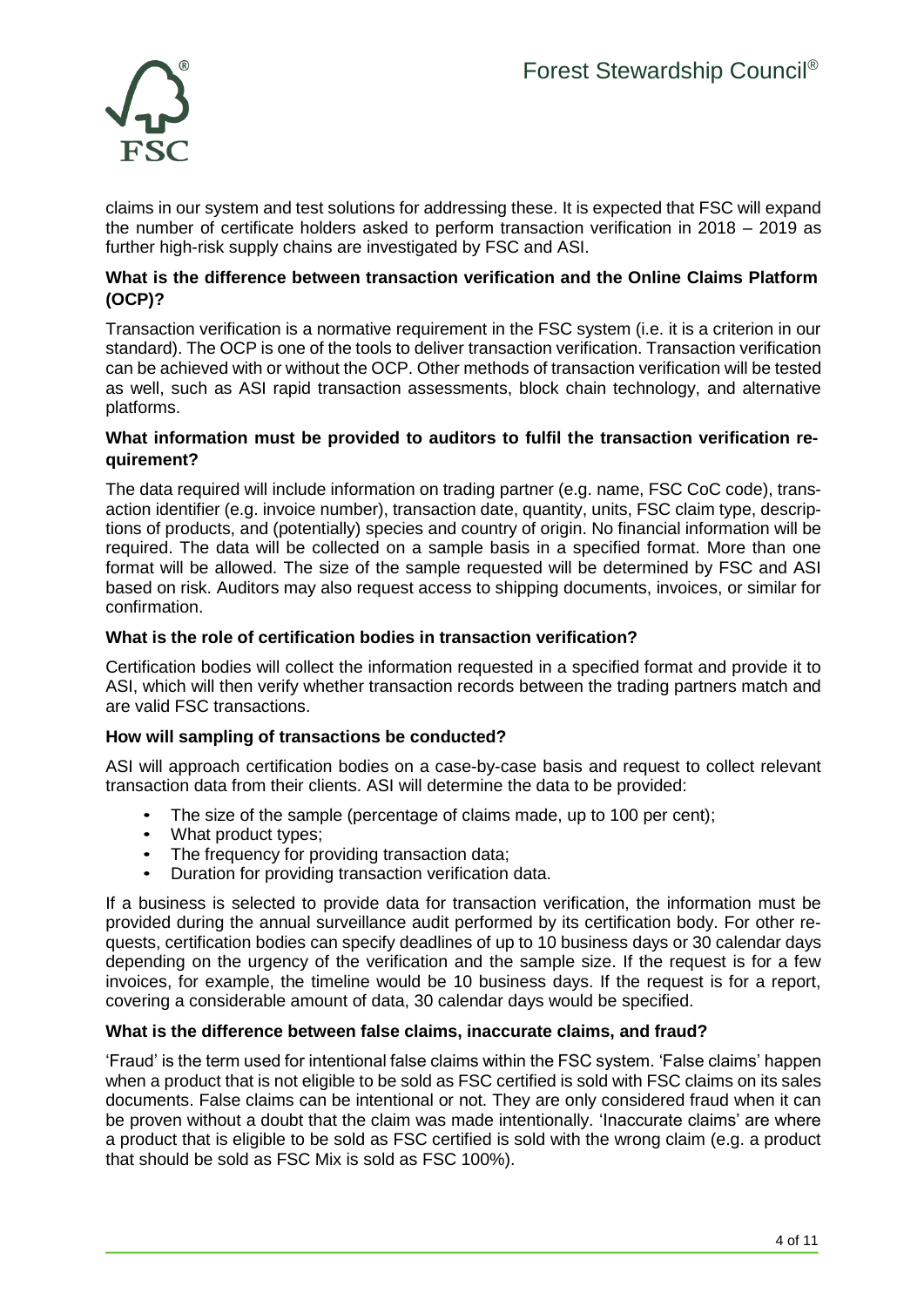claims in our system and test solutions for addressing these. It is expected that FSC will expand the number of certificate holders asked to perform transaction verification in 2018 – 2019 as further high-risk supply chains are investigated by FSC and ASI.

**What is the difference between transaction verification and the Online Claims Platform (OCP)?**

Transaction verification is a normative requirement in the FSC system (i.e. it is a criterion in our standard). The OCP is one of the tools to deliver transaction verification. Transaction verification can be achieved with or without the OCP. Other methods of transaction verification will be tested as well, such as ASI rapid transaction assessments, block chain technology, and alternative platforms.

**What information must be provided to auditors to fulfil the transaction verification requirement?**

The data required will include information on trading partner (e.g. name, FSC CoC code), transaction identifier (e.g. invoice number), transaction date, quantity, units, FSC claim type, descriptions of products, and (potentially) species and country of origin. No financial information will be required. The data will be collected on a sample basis in a specified format. More than one format will be allowed. The size of the sample requested will be determined by FSC and ASI based on risk. Auditors may also request access to shipping documents, invoices, or similar for confirmation.

**What is the role of certification bodies in transaction verification?**

Certification bodies will collect the information requested in a specified format and provide it to ASI, which will then verify whether transaction records between the trading partners match and are valid FSC transactions.

**How will sampling of transactions be conducted?**

ASI will approach certification bodies on a case-by-case basis and request to collect relevant transaction data from their clients. ASI will determine the data to be provided:

- The size of the sample (percentage of claims made, up to 100 per cent);
- What product types;
- The frequency for providing transaction data;
- Duration for providing transaction verification data.

If a business is selected to provide data for transaction verification, the information must be provided during the annual surveillance audit performed by its certification body. For other requests, certification bodies can specify deadlines of up to 10 business days or 30 calendar days depending on the urgency of the verification and the sample size. If the request is for a few invoices, for example, the timeline would be 10 business days. If the request is for a report, covering a considerable amount of data, 30 calendar days would be specified.

**What is the difference between false claims, inaccurate claims, and fraud?**

'Fraud' is the term used for intentional false claims within the FSC system. 'False claims' happen when a product that is not eligible to be sold as FSC certified is sold with FSC claims on its sales documents. False claims can be intentional or not. They are only considered fraud when it can be proven without a doubt that the claim was made intentionally. 'Inaccurate claims' are where a product that is eligible to be sold as FSC certified is sold with the wrong claim (e.g. a product that should be sold as FSC Mix is sold as FSC 100%).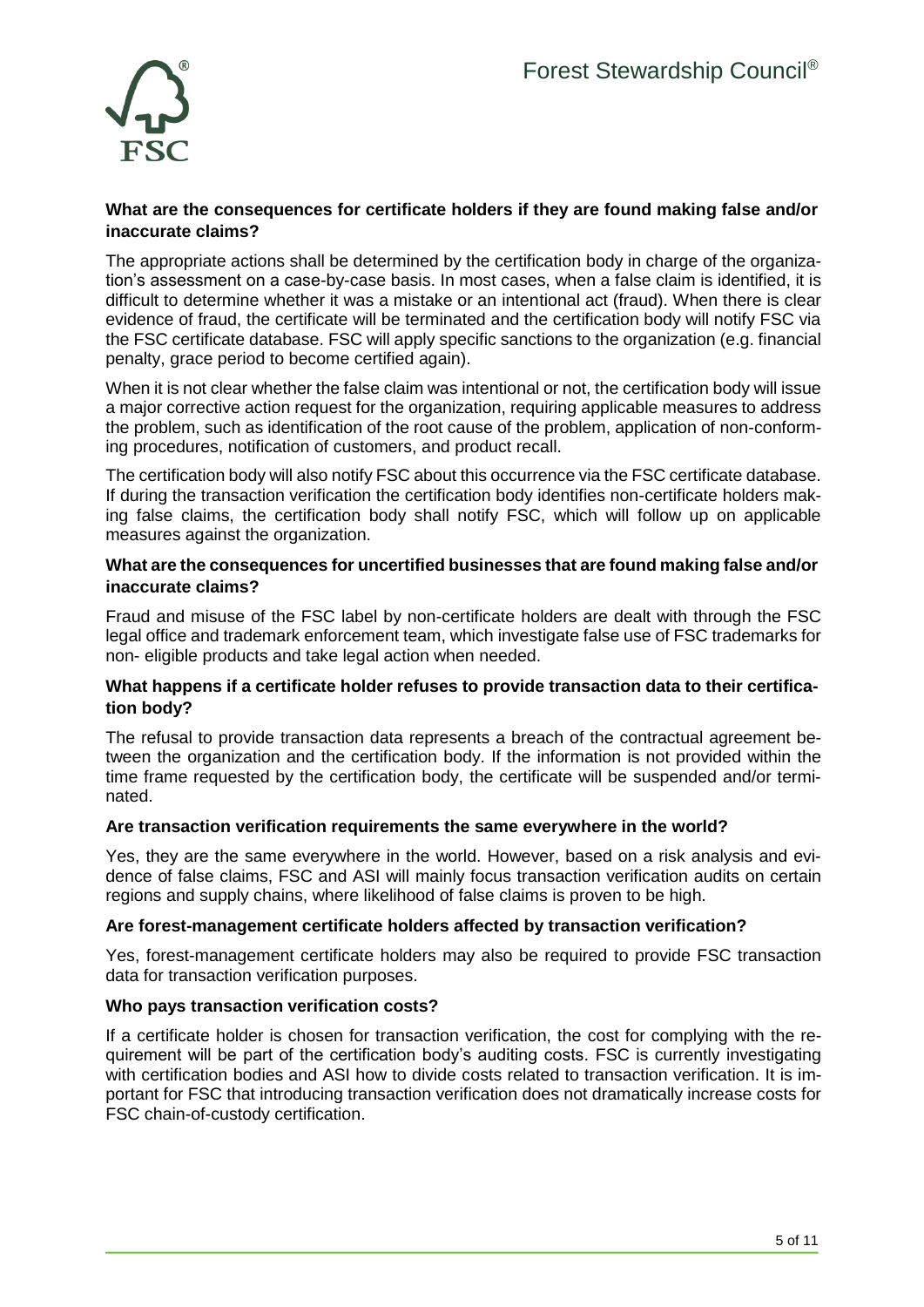### What are the consequences for certificate holders if they are found making false and/or inaccurate claims?

The appropriate actions shall be determined by the certification body in charge of the organization's assessment on a case-by-case basis. In most cases, when a false claim is identified, it is difficult to determine whether it was a mistake or an intentional act (fraud). When there is clear evidence of fraud, the certificate will be terminated and the certification body will notify FSC via the FSC certificate database. FSC will apply specific sanctions to the organization (e.g. financial penalty, grace period to become certified again).

When it is not clear whether the false claim was intentional or not, the certification body will issue a major corrective action request for the organization, requiring applicable measures to address the problem, such as identification of the root cause of the problem, application of non-conforming procedures, notification of customers, and product recall.

The certification body will also notify FSC about this occurrence via the FSC certificate database. If during the transaction verification the certification body identifies non-certificate holders making false claims, the certification body shall notify FSC, which will follow up on applicable measures against the organization.

### What are the consequences for uncertified businesses that are found making false and/or inaccurate claims?

Fraud and misuse of the FSC label by non-certificate holders are dealt with through the FSC legal office and trademark enforcement team, which investigate false use of FSC trademarks for non- eligible products and take legal action when needed.

### What happens if a certificate holder refuses to provide transaction data to their certification body?

The refusal to provide transaction data represents a breach of the contractual agreement between the organization and the certification body. If the information is not provided within the time frame requested by the certification body, the certificate will be suspended and/or terminated.

### Are transaction verification requirements the same everywhere in the world?

Yes, they are the same everywhere in the world. However, based on a risk analysis and evidence of false claims, FSC and ASI will mainly focus transaction verification audits on certain regions and supply chains, where likelihood of false claims is proven to be high.

### Are forest-management certificate holders affected by transaction verification?

Yes, forest-management certificate holders may also be required to provide FSC transaction data for transaction verification purposes.

### Who pays transaction verification costs?

If a certificate holder is chosen for transaction verification, the cost for complying with the requirement will be part of the certification body's auditing costs. FSC is currently investigating with certification bodies and ASI how to divide costs related to transaction verification. It is important for FSC that introducing transaction verification does not dramatically increase costs for FSC chain-of-custody certification.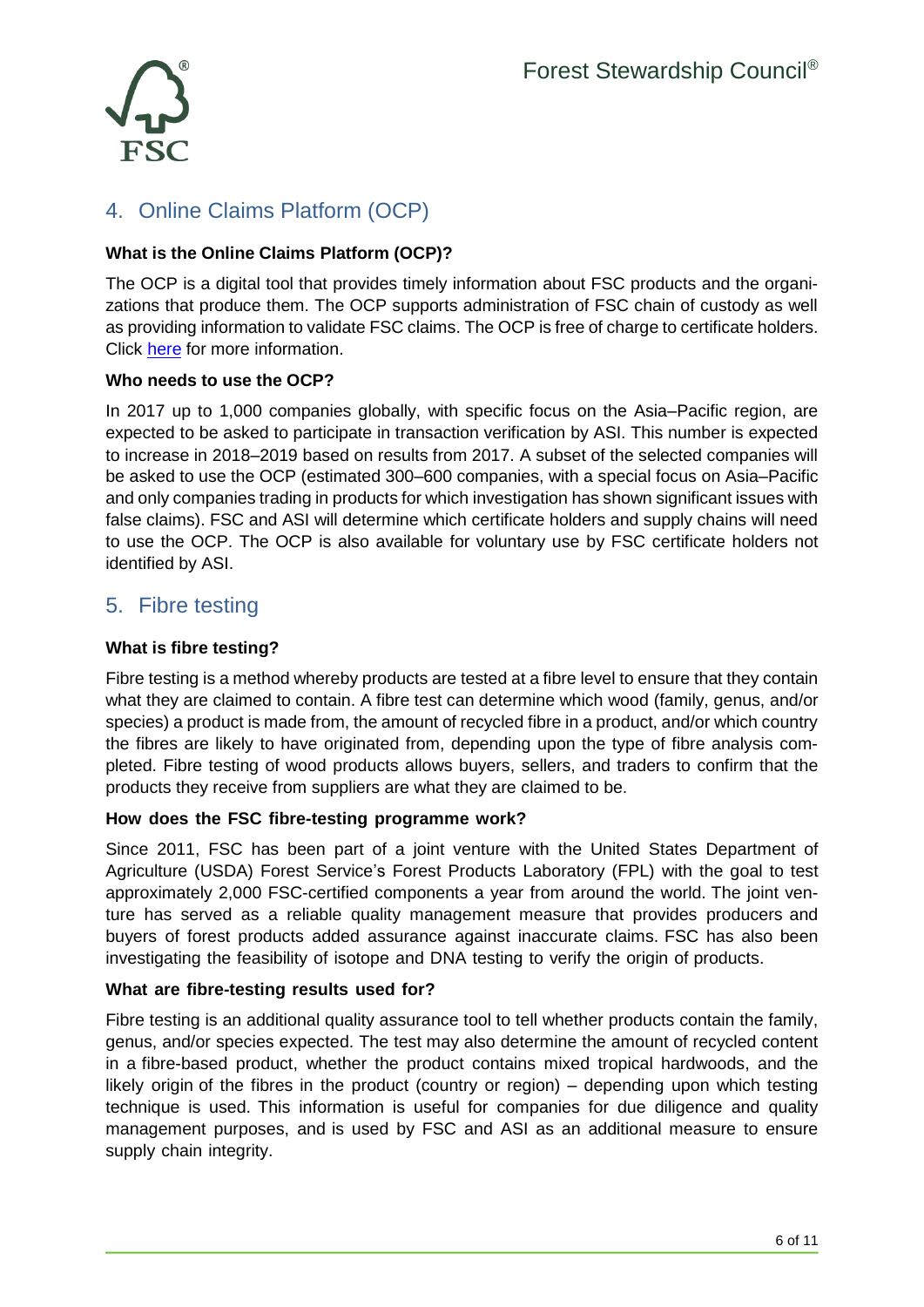## 4. Online Claims Platform (OCP)

**What is the Online Claims Platform (OCP)?**

The OCP is a digital tool that provides timely information about FSC products and the organizations that produce them. The OCP supports administration of FSC chain of custody as well as providing information to validate FSC claims. The OCP is free of charge to certificate holders. Click here for more information.

**Who needs to use the OCP?**

In 2017 up to 1,000 companies globally, with specific focus on the Asia–Pacific region, are expected to be asked to participate in transaction verification by ASI. This number is expected to increase in 2018–2019 based on results from 2017. A subset of the selected companies will be asked to use the OCP (estimated 300–600 companies, with a special focus on Asia–Pacific and only companies trading in products for which investigation has shown significant issues with false claims). FSC and ASI will determine which certificate holders and supply chains will need to use the OCP. The OCP is also available for voluntary use by FSC certificate holders not identified by ASI.

## 5. Fibre testing

**What is fibre testing?**

Fibre testing is a method whereby products are tested at a fibre level to ensure that they contain what they are claimed to contain. A fibre test can determine which wood (family, genus, and/or species) a product is made from, the amount of recycled fibre in a product, and/or which country the fibres are likely to have originated from, depending upon the type of fibre analysis completed. Fibre testing of wood products allows buyers, sellers, and traders to confirm that the products they receive from suppliers are what they are claimed to be.

**How does the FSC fibre-testing programme work?**

Since 2011, FSC has been part of a joint venture with the United States Department of Agriculture (USDA) Forest Service's Forest Products Laboratory (FPL) with the goal to test approximately 2,000 FSC-certified components a year from around the world. The joint venture has served as a reliable quality management measure that provides producers and buyers of forest products added assurance against inaccurate claims. FSC has also been investigating the feasibility of isotope and DNA testing to verify the origin of products.

**What are fibre-testing results used for?**

Fibre testing is an additional quality assurance tool to tell whether products contain the family, genus, and/or species expected. The test may also determine the amount of recycled content in a fibre-based product, whether the product contains mixed tropical hardwoods, and the likely origin of the fibres in the product (country or region) – depending upon which testing technique is used. This information is useful for companies for due diligence and quality management purposes, and is used by FSC and ASI as an additional measure to ensure supply chain integrity.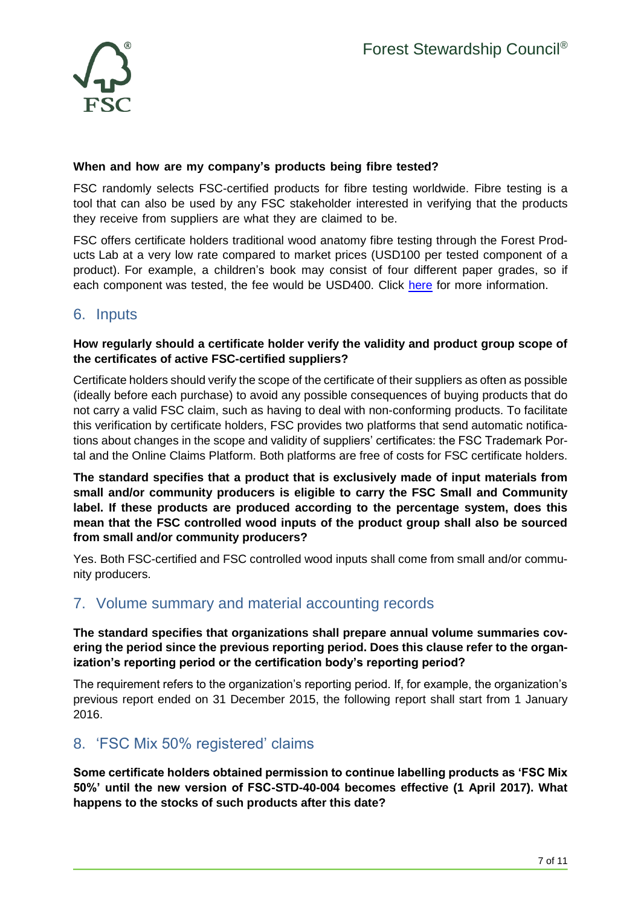**When and how are my company's products being fibre tested?**

FSC randomly selects FSC-certified products for fibre testing worldwide. Fibre testing is a tool that can also be used by any FSC stakeholder interested in verifying that the products they receive from suppliers are what they are claimed to be.

FSC offers certificate holders traditional wood anatomy fibre testing through the Forest Products Lab at a very low rate compared to market prices (USD100 per tested component of a product). For example, a children's book may consist of four different paper grades, so if each component was tested, the fee would be USD400. Click here for more information.

## 6. Inputs

**How regularly should a certificate holder verify the validity and product group scope of the certificates of active FSC-certified suppliers?**

Certificate holders should verify the scope of the certificate of their suppliers as often as possible (ideally before each purchase) to avoid any possible consequences of buying products that do not carry a valid FSC claim, such as having to deal with non-conforming products. To facilitate this verification by certificate holders, FSC provides two platforms that send automatic notifications about changes in the scope and validity of suppliers' certificates: the FSC Trademark Portal and the Online Claims Platform. Both platforms are free of costs for FSC certificate holders.

**The standard specifies that a product that is exclusively made of input materials from small and/or community producers is eligible to carry the FSC Small and Community label. If these products are produced according to the percentage system, does this mean that the FSC controlled wood inputs of the product group shall also be sourced from small and/or community producers?**

Yes. Both FSC-certified and FSC controlled wood inputs shall come from small and/or community producers.

## 7. Volume summary and material accounting records

**The standard specifies that organizations shall prepare annual volume summaries covering the period since the previous reporting period. Does this clause refer to the organization's reporting period or the certification body's reporting period?**

The requirement refers to the organization's reporting period. If, for example, the organization's previous report ended on 31 December 2015, the following report shall start from 1 January 2016.

## 8. 'FSC Mix 50% registered' claims

**Some certificate holders obtained permission to continue labelling products as 'FSC Mix 50%' until the new version of FSC-STD-40-004 becomes effective (1 April 2017). What happens to the stocks of such products after this date?**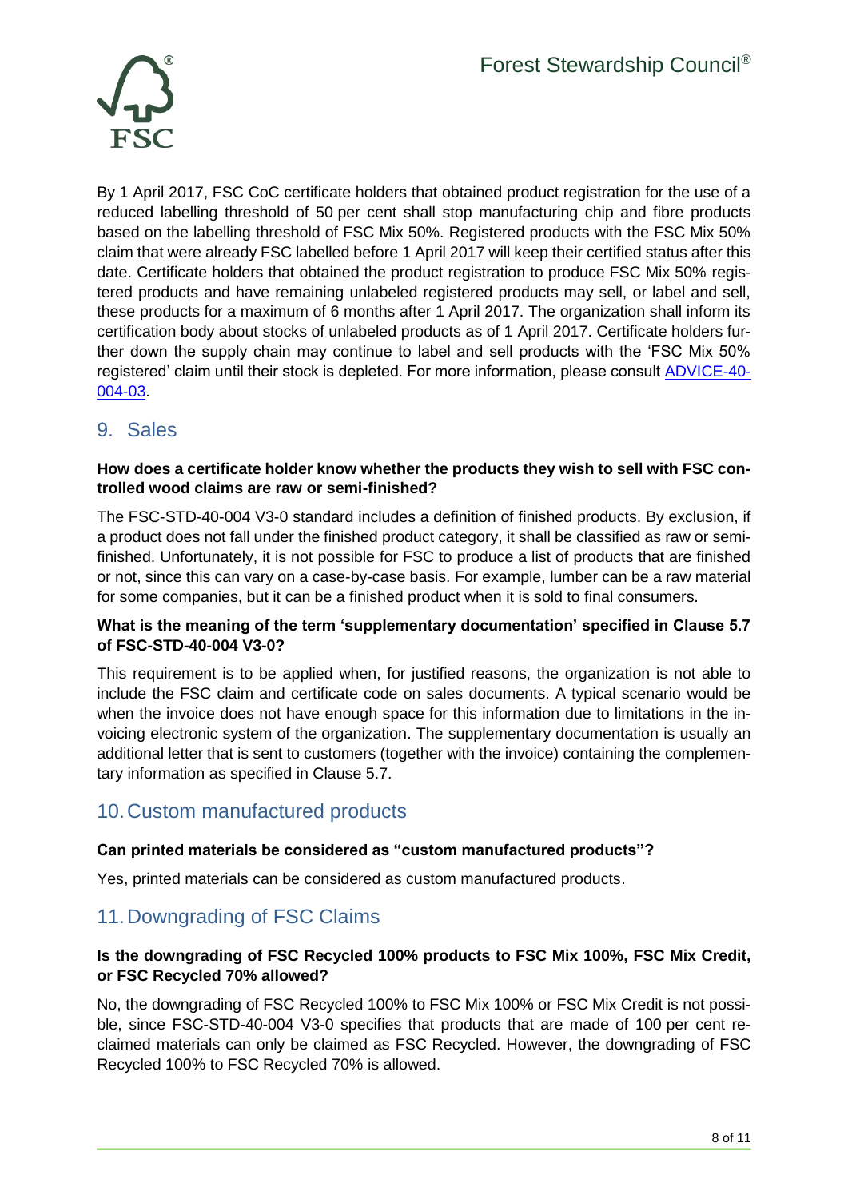By 1 April 2017, FSC CoC certificate holders that obtained product registration for the use of a reduced labelling threshold of 50 per cent shall stop manufacturing chip and fibre products based on the labelling threshold of FSC Mix 50%. Registered products with the FSC Mix 50% claim that were already FSC labelled before 1 April 2017 will keep their certified status after this date. Certificate holders that obtained the product registration to produce FSC Mix 50% registered products and have remaining unlabeled registered products may sell, or label and sell, these products for a maximum of 6 months after 1 April 2017. The organization shall inform its certification body about stocks of unlabeled products as of 1 April 2017. Certificate holders further down the supply chain may continue to label and sell products with the 'FSC Mix 50% registered' claim until their stock is depleted. For more information, please consult ADVICE-40-004-03.

## 9. Sales

**How does a certificate holder know whether the products they wish to sell with FSC controlled wood claims are raw or semi-finished?**

The FSC-STD-40-004 V3-0 standard includes a definition of finished products. By exclusion, if a product does not fall under the finished product category, it shall be classified as raw or semi-finished. Unfortunately, it is not possible for FSC to produce a list of products that are finished or not, since this can vary on a case-by-case basis. For example, lumber can be a raw material for some companies, but it can be a finished product when it is sold to final consumers.

**What is the meaning of the term 'supplementary documentation' specified in Clause 5.7 of FSC-STD-40-004 V3-0?**

This requirement is to be applied when, for justified reasons, the organization is not able to include the FSC claim and certificate code on sales documents. A typical scenario would be when the invoice does not have enough space for this information due to limitations in the invoicing electronic system of the organization. The supplementary documentation is usually an additional letter that is sent to customers (together with the invoice) containing the complementary information as specified in Clause 5.7.

## 10. Custom manufactured products

**Can printed materials be considered as "custom manufactured products"?**

Yes, printed materials can be considered as custom manufactured products.

## 11. Downgrading of FSC Claims

**Is the downgrading of FSC Recycled 100% products to FSC Mix 100%, FSC Mix Credit, or FSC Recycled 70% allowed?**

No, the downgrading of FSC Recycled 100% to FSC Mix 100% or FSC Mix Credit is not possible, since FSC-STD-40-004 V3-0 specifies that products that are made of 100 per cent reclaimed materials can only be claimed as FSC Recycled. However, the downgrading of FSC Recycled 100% to FSC Recycled 70% is allowed.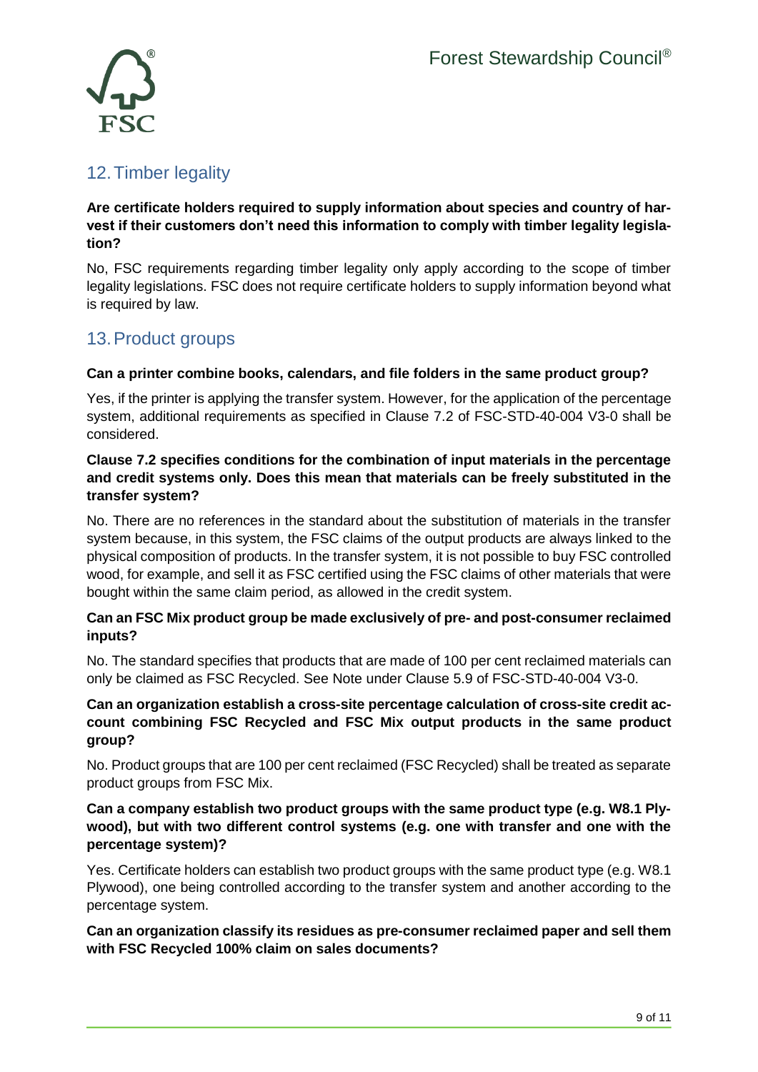## 12. Timber legality

**Are certificate holders required to supply information about species and country of harvest if their customers don't need this information to comply with timber legality legislation?**

No, FSC requirements regarding timber legality only apply according to the scope of timber legality legislations. FSC does not require certificate holders to supply information beyond what is required by law.

## 13. Product groups

**Can a printer combine books, calendars, and file folders in the same product group?**

Yes, if the printer is applying the transfer system. However, for the application of the percentage system, additional requirements as specified in Clause 7.2 of FSC-STD-40-004 V3-0 shall be considered.

**Clause 7.2 specifies conditions for the combination of input materials in the percentage and credit systems only. Does this mean that materials can be freely substituted in the transfer system?**

No. There are no references in the standard about the substitution of materials in the transfer system because, in this system, the FSC claims of the output products are always linked to the physical composition of products. In the transfer system, it is not possible to buy FSC controlled wood, for example, and sell it as FSC certified using the FSC claims of other materials that were bought within the same claim period, as allowed in the credit system.

**Can an FSC Mix product group be made exclusively of pre- and post-consumer reclaimed inputs?**

No. The standard specifies that products that are made of 100 per cent reclaimed materials can only be claimed as FSC Recycled. See Note under Clause 5.9 of FSC-STD-40-004 V3-0.

**Can an organization establish a cross-site percentage calculation of cross-site credit account combining FSC Recycled and FSC Mix output products in the same product group?**

No. Product groups that are 100 per cent reclaimed (FSC Recycled) shall be treated as separate product groups from FSC Mix.

**Can a company establish two product groups with the same product type (e.g. W8.1 Plywood), but with two different control systems (e.g. one with transfer and one with the percentage system)?**

Yes. Certificate holders can establish two product groups with the same product type (e.g. W8.1 Plywood), one being controlled according to the transfer system and another according to the percentage system.

**Can an organization classify its residues as pre-consumer reclaimed paper and sell them with FSC Recycled 100% claim on sales documents?**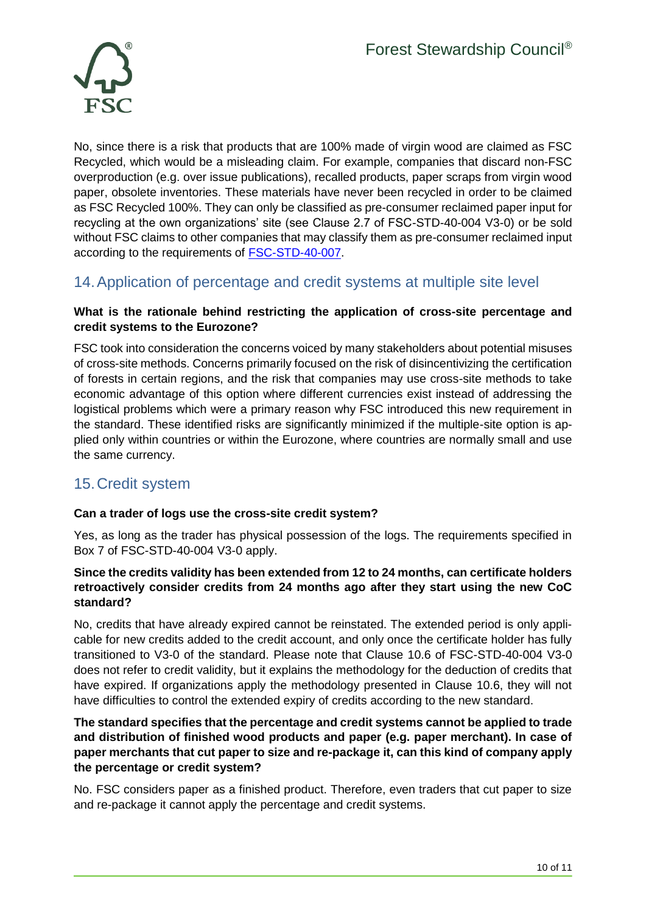No, since there is a risk that products that are 100% made of virgin wood are claimed as FSC Recycled, which would be a misleading claim. For example, companies that discard non-FSC overproduction (e.g. over issue publications), recalled products, paper scraps from virgin wood paper, obsolete inventories. These materials have never been recycled in order to be claimed as FSC Recycled 100%. They can only be classified as pre-consumer reclaimed paper input for recycling at the own organizations' site (see Clause 2.7 of FSC-STD-40-004 V3-0) or be sold without FSC claims to other companies that may classify them as pre-consumer reclaimed input according to the requirements of [FSC-STD-40-007](FSC-STD-40-007).

## 14. Application of percentage and credit systems at multiple site level

**What is the rationale behind restricting the application of cross-site percentage and credit systems to the Eurozone?**

FSC took into consideration the concerns voiced by many stakeholders about potential misuses of cross-site methods. Concerns primarily focused on the risk of disincentivizing the certification of forests in certain regions, and the risk that companies may use cross-site methods to take economic advantage of this option where different currencies exist instead of addressing the logistical problems which were a primary reason why FSC introduced this new requirement in the standard. These identified risks are significantly minimized if the multiple-site option is applied only within countries or within the Eurozone, where countries are normally small and use the same currency.

## 15. Credit system

**Can a trader of logs use the cross-site credit system?**

Yes, as long as the trader has physical possession of the logs. The requirements specified in Box 7 of FSC-STD-40-004 V3-0 apply.

**Since the credits validity has been extended from 12 to 24 months, can certificate holders retroactively consider credits from 24 months ago after they start using the new CoC standard?**

No, credits that have already expired cannot be reinstated. The extended period is only applicable for new credits added to the credit account, and only once the certificate holder has fully transitioned to V3-0 of the standard. Please note that Clause 10.6 of FSC-STD-40-004 V3-0 does not refer to credit validity, but it explains the methodology for the deduction of credits that have expired. If organizations apply the methodology presented in Clause 10.6, they will not have difficulties to control the extended expiry of credits according to the new standard.

**The standard specifies that the percentage and credit systems cannot be applied to trade and distribution of finished wood products and paper (e.g. paper merchant). In case of paper merchants that cut paper to size and re-package it, can this kind of company apply the percentage or credit system?**

No. FSC considers paper as a finished product. Therefore, even traders that cut paper to size and re-package it cannot apply the percentage and credit systems.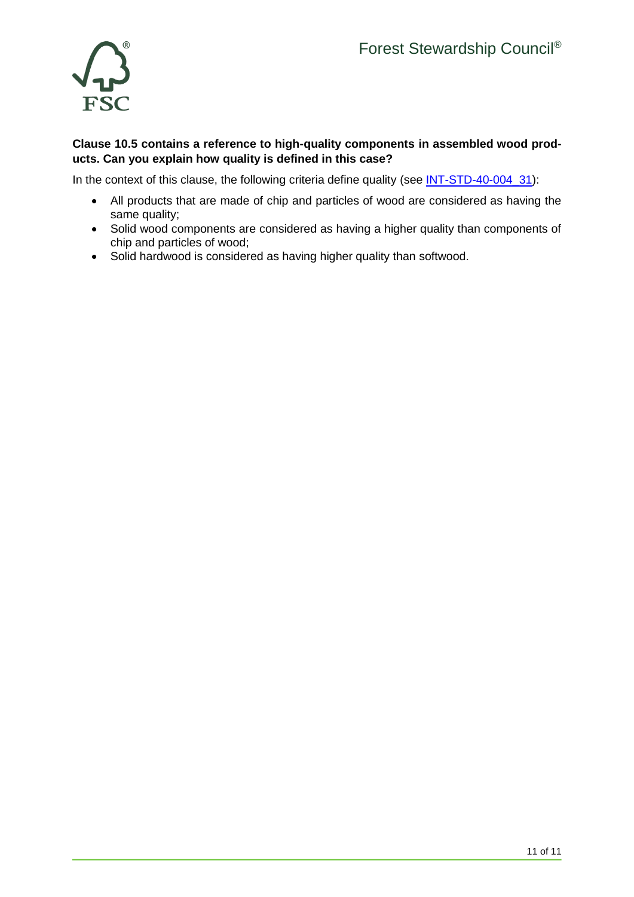**Clause 10.5 contains a reference to high-quality components in assembled wood products. Can you explain how quality is defined in this case?**

In the context of this clause, the following criteria define quality (see INT-STD-40-004_31):

- All products that are made of chip and particles of wood are considered as having the same quality;
- Solid wood components are considered as having a higher quality than components of chip and particles of wood;
- Solid hardwood is considered as having higher quality than softwood.